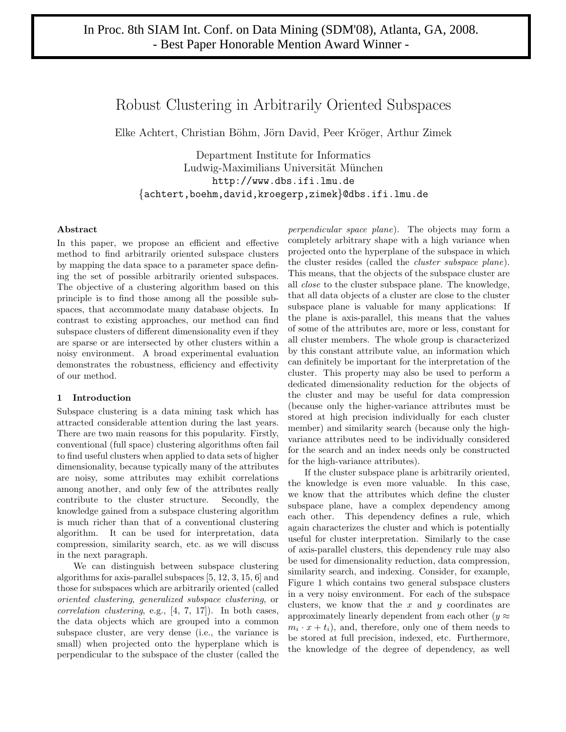In Proc. 8th SIAM Int. Conf. on Data Mining (SDM'08), Atlanta, GA, 2008.
- Best Paper Honorable Mention Award Winner -

# Robust Clustering in Arbitrarily Oriented Subspaces

Elke Achtert, Christian Böhm, Jörn David, Peer Kröger, Arthur Zimek

Department Institute for Informatics
Ludwig-Maximilians Universität München
http://www.dbs.ifi.lmu.de
{achtert,boehm,david,kroegerp,zimek}@dbs.ifi.lmu.de

### Abstract

In this paper, we propose an efficient and effective method to find arbitrarily oriented subspace clusters by mapping the data space to a parameter space defining the set of possible arbitrarily oriented subspaces. The objective of a clustering algorithm based on this principle is to find those among all the possible subspaces, that accommodate many database objects. In contrast to existing approaches, our method can find subspace clusters of different dimensionality even if they are sparse or are intersected by other clusters within a noisy environment. A broad experimental evaluation demonstrates the robustness, efficiency and effectivity of our method.

## 1 Introduction

Subspace clustering is a data mining task which has attracted considerable attention during the last years. There are two main reasons for this popularity. Firstly, conventional (full space) clustering algorithms often fail to find useful clusters when applied to data sets of higher dimensionality, because typically many of the attributes are noisy, some attributes may exhibit correlations among another, and only few of the attributes really contribute to the cluster structure. Secondly, the knowledge gained from a subspace clustering algorithm is much richer than that of a conventional clustering algorithm. It can be used for interpretation, data compression, similarity search, etc. as we will discuss in the next paragraph.

We can distinguish between subspace clustering algorithms for axis-parallel subspaces [5, 12, 3, 15, 6] and those for subspaces which are arbitrarily oriented (called *oriented clustering*, *generalized subspace clustering*, or *correlation clustering*, e.g., [4, 7, 17]). In both cases, the data objects which are grouped into a common subspace cluster, are very dense (i.e., the variance is small) when projected onto the hyperplane which is perpendicular to the subspace of the cluster (called the *perpendicular space plane*). The objects may form a completely arbitrary shape with a high variance when projected onto the hyperplane of the subspace in which the cluster resides (called the *cluster subspace plane*). This means, that the objects of the subspace cluster are all *close* to the cluster subspace plane. The knowledge, that all data objects of a cluster are close to the cluster subspace plane is valuable for many applications: If the plane is axis-parallel, this means that the values of some of the attributes are, more or less, constant for all cluster members. The whole group is characterized by this constant attribute value, an information which can definitely be important for the interpretation of the cluster. This property may also be used to perform a dedicated dimensionality reduction for the objects of the cluster and may be useful for data compression (because only the higher-variance attributes must be stored at high precision individually for each cluster member) and similarity search (because only the high-variance attributes need to be individually considered for the search and an index needs only be constructed for the high-variance attributes).

If the cluster subspace plane is arbitrarily oriented, the knowledge is even more valuable. In this case, we know that the attributes which define the cluster subspace plane, have a complex dependency among each other. This dependency defines a rule, which again characterizes the cluster and which is potentially useful for cluster interpretation. Similarly to the case of axis-parallel clusters, this dependency rule may also be used for dimensionality reduction, data compression, similarity search, and indexing. Consider, for example, Figure 1 which contains two general subspace clusters in a very noisy environment. For each of the subspace clusters, we know that the $x$ and $y$ coordinates are approximately linearly dependent from each other ($y \approx m_i \cdot x + t_i$), and, therefore, only one of them needs to be stored at full precision, indexed, etc. Furthermore, the knowledge of the degree of dependency, as well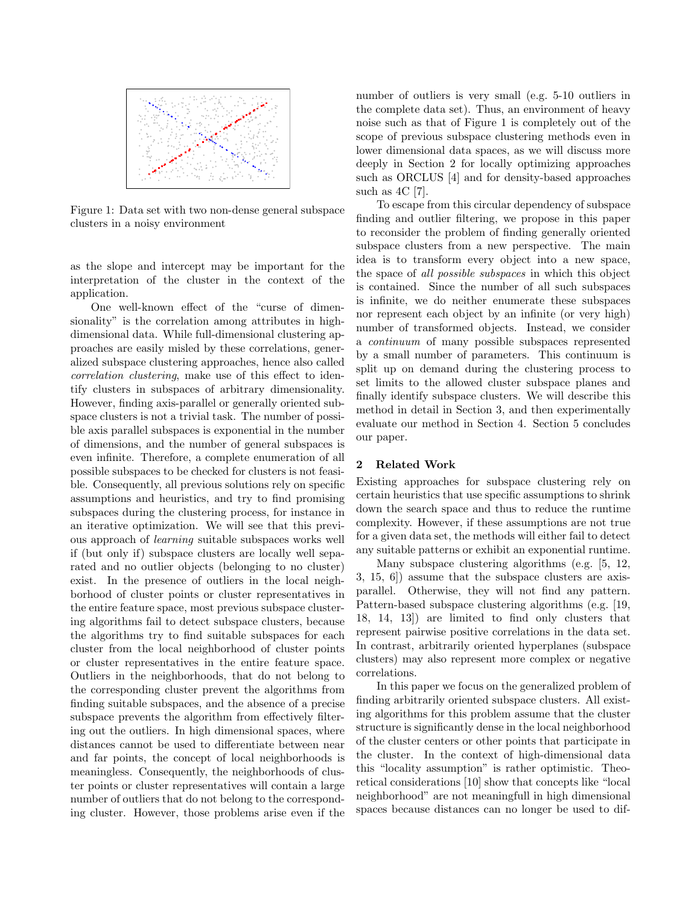Figure 1: Data set with two non-dense general subspace clusters in a noisy environment

as the slope and intercept may be important for the interpretation of the cluster in the context of the application.

One well-known effect of the "curse of dimensionality" is the correlation among attributes in high-dimensional data. While full-dimensional clustering approaches are easily misled by these correlations, generalized subspace clustering approaches, hence also called *correlation clustering*, make use of this effect to identify clusters in subspaces of arbitrary dimensionality. However, finding axis-parallel or generally oriented subspace clusters is not a trivial task. The number of possible axis parallel subspaces is exponential in the number of dimensions, and the number of general subspaces is even infinite. Therefore, a complete enumeration of all possible subspaces to be checked for clusters is not feasible. Consequently, all previous solutions rely on specific assumptions and heuristics, and try to find promising subspaces during the clustering process, for instance in an iterative optimization. We will see that this previous approach of *learning* suitable subspaces works well if (but only if) subspace clusters are locally well separated and no outlier objects (belonging to no cluster) exist. In the presence of outliers in the local neighborhood of cluster points or cluster representatives in the entire feature space, most previous subspace clustering algorithms fail to detect subspace clusters, because the algorithms try to find suitable subspaces for each cluster from the local neighborhood of cluster points or cluster representatives in the entire feature space. Outliers in the neighborhoods, that do not belong to the corresponding cluster prevent the algorithms from finding suitable subspaces, and the absence of a precise subspace prevents the algorithm from effectively filtering out the outliers. In high dimensional spaces, where distances cannot be used to differentiate between near and far points, the concept of local neighborhoods is meaningless. Consequently, the neighborhoods of cluster points or cluster representatives will contain a large number of outliers that do not belong to the corresponding cluster. However, those problems arise even if the number of outliers is very small (e.g. 5-10 outliers in the complete data set). Thus, an environment of heavy noise such as that of Figure 1 is completely out of the scope of previous subspace clustering methods even in lower dimensional data spaces, as we will discuss more deeply in Section 2 for locally optimizing approaches such as ORCLUS [4] and for density-based approaches such as 4C [7].

To escape from this circular dependency of subspace finding and outlier filtering, we propose in this paper to reconsider the problem of finding generally oriented subspace clusters from a new perspective. The main idea is to transform every object into a new space, the space of *all possible subspaces* in which this object is contained. Since the number of all such subspaces is infinite, we do neither enumerate these subspaces nor represent each object by an infinite (or very high) number of transformed objects. Instead, we consider a *continuum* of many possible subspaces represented by a small number of parameters. This continuum is split up on demand during the clustering process to set limits to the allowed cluster subspace planes and finally identify subspace clusters. We will describe this method in detail in Section 3, and then experimentally evaluate our method in Section 4. Section 5 concludes our paper.

## 2 Related Work

Existing approaches for subspace clustering rely on certain heuristics that use specific assumptions to shrink down the search space and thus to reduce the runtime complexity. However, if these assumptions are not true for a given data set, the methods will either fail to detect any suitable patterns or exhibit an exponential runtime.

Many subspace clustering algorithms (e.g. [5, 12, 3, 15, 6]) assume that the subspace clusters are axis-parallel. Otherwise, they will not find any pattern. Pattern-based subspace clustering algorithms (e.g. [19, 18, 14, 13]) are limited to find only clusters that represent pairwise positive correlations in the data set. In contrast, arbitrarily oriented hyperplanes (subspace clusters) may also represent more complex or negative correlations.

In this paper we focus on the generalized problem of finding arbitrarily oriented subspace clusters. All existing algorithms for this problem assume that the cluster structure is significantly dense in the local neighborhood of the cluster centers or other points that participate in the cluster. In the context of high-dimensional data this "locality assumption" is rather optimistic. Theoretical considerations [10] show that concepts like "local neighborhood" are not meaningfull in high dimensional spaces because distances can no longer be used to dif-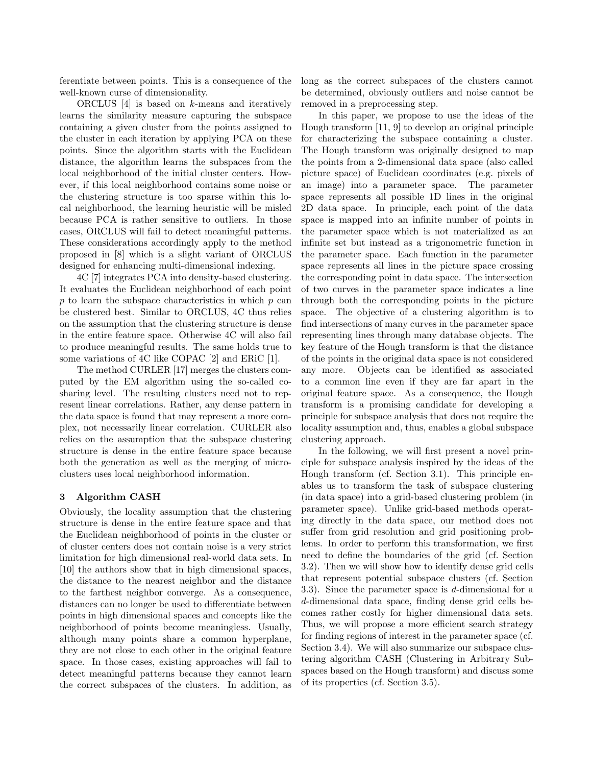ferentiate between points. This is a consequence of the well-known curse of dimensionality.

ORCLUS [4] is based on $k$-means and iteratively learns the similarity measure capturing the subspace containing a given cluster from the points assigned to the cluster in each iteration by applying PCA on these points. Since the algorithm starts with the Euclidean distance, the algorithm learns the subspaces from the local neighborhood of the initial cluster centers. However, if this local neighborhood contains some noise or the clustering structure is too sparse within this local neighborhood, the learning heuristic will be misled because PCA is rather sensitive to outliers. In those cases, ORCLUS will fail to detect meaningful patterns. These considerations accordingly apply to the method proposed in [8] which is a slight variant of ORCLUS designed for enhancing multi-dimensional indexing.

4C [7] integrates PCA into density-based clustering. It evaluates the Euclidean neighborhood of each point $p$ to learn the subspace characteristics in which $p$ can be clustered best. Similar to ORCLUS, 4C thus relies on the assumption that the clustering structure is dense in the entire feature space. Otherwise 4C will also fail to produce meaningful results. The same holds true to some variations of 4C like COPAC [2] and ERiC [1].

The method CURLER [17] merges the clusters computed by the EM algorithm using the so-called cosharing level. The resulting clusters need not to represent linear correlations. Rather, any dense pattern in the data space is found that may represent a more complex, not necessarily linear correlation. CURLER also relies on the assumption that the subspace clustering structure is dense in the entire feature space because both the generation as well as the merging of microclusters uses local neighborhood information.

## 3 Algorithm CASH

Obviously, the locality assumption that the clustering structure is dense in the entire feature space and that the Euclidean neighborhood of points in the cluster or of cluster centers does not contain noise is a very strict limitation for high dimensional real-world data sets. In [10] the authors show that in high dimensional spaces, the distance to the nearest neighbor and the distance to the farthest neighbor converge. As a consequence, distances can no longer be used to differentiate between points in high dimensional spaces and concepts like the neighborhood of points become meaningless. Usually, although many points share a common hyperplane, they are not close to each other in the original feature space. In those cases, existing approaches will fail to detect meaningful patterns because they cannot learn the correct subspaces of the clusters. In addition, as long as the correct subspaces of the clusters cannot be determined, obviously outliers and noise cannot be removed in a preprocessing step.

In this paper, we propose to use the ideas of the Hough transform [11, 9] to develop an original principle for characterizing the subspace containing a cluster. The Hough transform was originally designed to map the points from a 2-dimensional data space (also called picture space) of Euclidean coordinates (e.g. pixels of an image) into a parameter space. The parameter space represents all possible 1D lines in the original 2D data space. In principle, each point of the data space is mapped into an infinite number of points in the parameter space which is not materialized as an infinite set but instead as a trigonometric function in the parameter space. Each function in the parameter space represents all lines in the picture space crossing the corresponding point in data space. The intersection of two curves in the parameter space indicates a line through both the corresponding points in the picture space. The objective of a clustering algorithm is to find intersections of many curves in the parameter space representing lines through many database objects. The key feature of the Hough transform is that the distance of the points in the original data space is not considered any more. Objects can be identified as associated to a common line even if they are far apart in the original feature space. As a consequence, the Hough transform is a promising candidate for developing a principle for subspace analysis that does not require the locality assumption and, thus, enables a global subspace clustering approach.

In the following, we will first present a novel principle for subspace analysis inspired by the ideas of the Hough transform (cf. Section 3.1). This principle enables us to transform the task of subspace clustering (in data space) into a grid-based clustering problem (in parameter space). Unlike grid-based methods operating directly in the data space, our method does not suffer from grid resolution and grid positioning problems. In order to perform this transformation, we first need to define the boundaries of the grid (cf. Section 3.2). Then we will show how to identify dense grid cells that represent potential subspace clusters (cf. Section 3.3). Since the parameter space is $d$-dimensional for a $d$-dimensional data space, finding dense grid cells becomes rather costly for higher dimensional data sets. Thus, we will propose a more efficient search strategy for finding regions of interest in the parameter space (cf. Section 3.4). We will also summarize our subspace clustering algorithm CASH (Clustering in Arbitrary Subspaces based on the Hough transform) and discuss some of its properties (cf. Section 3.5).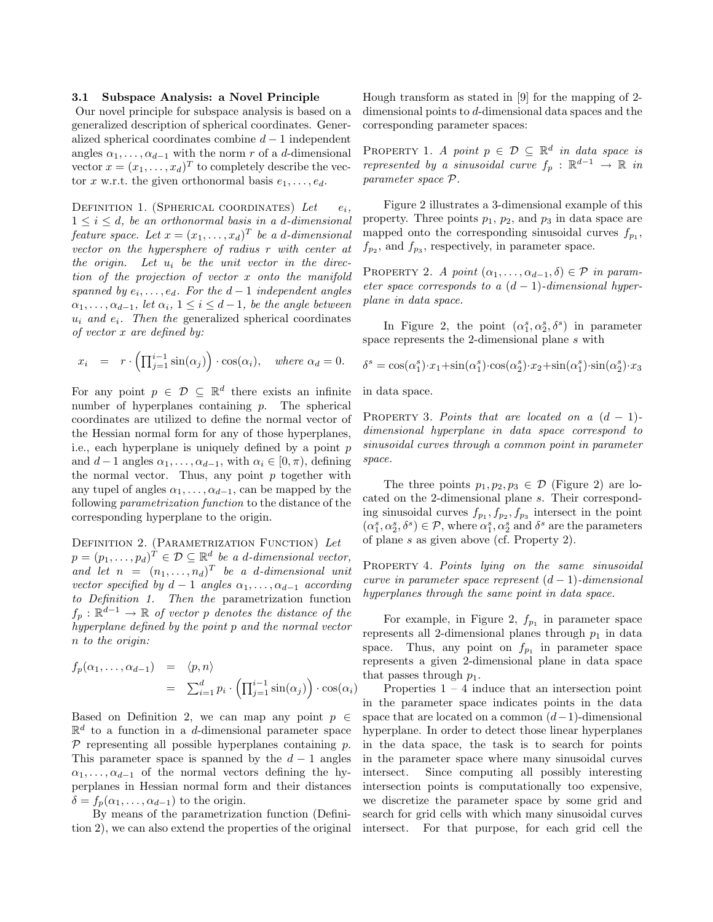### 3.1 Subspace Analysis: a Novel Principle

Our novel principle for subspace analysis is based on a generalized description of spherical coordinates. Generalized spherical coordinates combine $d-1$ independent angles $\alpha_1, \ldots, \alpha_{d-1}$ with the norm $r$ of a $d$-dimensional vector $x = (x_1, \ldots, x_d)^T$ to completely describe the vector $x$ w.r.t. the given orthonormal basis $e_1, \ldots, e_d$.

Definition 1. (Spherical coordinates) *Let $e_i$, $1 \leq i \leq d$, be an orthonormal basis in a $d$-dimensional feature space. Let $x = (x_1, \ldots, x_d)^T$ be a $d$-dimensional vector on the hypersphere of radius $r$ with center at the origin. Let $u_i$ be the unit vector in the direction of the projection of vector $x$ onto the manifold spanned by $e_i, \ldots, e_d$. For the $d-1$ independent angles $\alpha_1, \ldots, \alpha_{d-1}$, let $\alpha_i$, $1 \leq i \leq d-1$, be the angle between $u_i$ and $e_i$. Then the* generalized spherical coordinates *of vector $x$ are defined by:*

$$x_i = r \cdot \left( \prod_{j=1}^{i-1} \sin(\alpha_j) \right) \cdot \cos(\alpha_i), \quad \textit{where } \alpha_d = 0.$$

For any point $p \in \mathcal{D} \subseteq \mathbb{R}^d$ there exists an infinite number of hyperplanes containing $p$. The spherical coordinates are utilized to define the normal vector of the Hessian normal form for any of those hyperplanes, i.e., each hyperplane is uniquely defined by a point $p$ and $d-1$ angles $\alpha_1, \ldots, \alpha_{d-1}$, with $\alpha_i \in [0, \pi)$, defining the normal vector. Thus, any point $p$ together with any tupel of angles $\alpha_1, \ldots, \alpha_{d-1}$, can be mapped by the following *parametrization function* to the distance of the corresponding hyperplane to the origin.

Definition 2. (Parametrization Function) *Let $p = (p_1, \ldots, p_d)^T \in \mathcal{D} \subseteq \mathbb{R}^d$ be a $d$-dimensional vector, and let $n = (n_1, \ldots, n_d)^T$ be a $d$-dimensional unit vector specified by $d-1$ angles $\alpha_1, \ldots, \alpha_{d-1}$ according to Definition 1. Then the* parametrization function *$f_p : \mathbb{R}^{d-1} \to \mathbb{R}$ of vector $p$ denotes the distance of the hyperplane defined by the point $p$ and the normal vector $n$ to the origin:*

$$\begin{aligned} f_p(\alpha_1, \ldots, \alpha_{d-1}) &= \langle p, n \rangle \\ &= \sum_{i=1}^{d} p_i \cdot \left( \prod_{j=1}^{i-1} \sin(\alpha_j) \right) \cdot \cos(\alpha_i) \end{aligned}$$

Based on Definition 2, we can map any point $p \in \mathbb{R}^d$ to a function in a $d$-dimensional parameter space $\mathcal{P}$ representing all possible hyperplanes containing $p$. This parameter space is spanned by the $d-1$ angles $\alpha_1, \ldots, \alpha_{d-1}$ of the normal vectors defining the hyperplanes in Hessian normal form and their distances $\delta = f_p(\alpha_1, \ldots, \alpha_{d-1})$ to the origin.

By means of the parametrization function (Definition 2), we can also extend the properties of the original Hough transform as stated in [9] for the mapping of 2-dimensional points to $d$-dimensional data spaces and the corresponding parameter spaces:

Property 1. *A point $p \in \mathcal{D} \subseteq \mathbb{R}^d$ in data space is represented by a sinusoidal curve $f_p : \mathbb{R}^{d-1} \to \mathbb{R}$ in parameter space $\mathcal{P}$.*

Figure 2 illustrates a 3-dimensional example of this property. Three points $p_1$, $p_2$, and $p_3$ in data space are mapped onto the corresponding sinusoidal curves $f_{p_1}$, $f_{p_2}$, and $f_{p_3}$, respectively, in parameter space.

Property 2. *A point $(\alpha_1, \ldots, \alpha_{d-1}, \delta) \in \mathcal{P}$ in parameter space corresponds to a $(d-1)$-dimensional hyperplane in data space.*

In Figure 2, the point $(\alpha_1^s, \alpha_2^s, \delta^s)$ in parameter space represents the 2-dimensional plane $s$ with

$$\delta^s = \cos(\alpha_1^s) \cdot x_1 + \sin(\alpha_1^s) \cdot \cos(\alpha_2^s) \cdot x_2 + \sin(\alpha_1^s) \cdot \sin(\alpha_2^s) \cdot x_3$$

in data space.

Property 3. *Points that are located on a $(d-1)$-dimensional hyperplane in data space correspond to sinusoidal curves through a common point in parameter space.*

The three points $p_1, p_2, p_3 \in \mathcal{D}$ (Figure 2) are located on the 2-dimensional plane $s$. Their corresponding sinusoidal curves $f_{p_1}, f_{p_2}, f_{p_3}$ intersect in the point $(\alpha_1^s, \alpha_2^s, \delta^s) \in \mathcal{P}$, where $\alpha_1^s, \alpha_2^s$ and $\delta^s$ are the parameters of plane $s$ as given above (cf. Property 2).

Property 4. *Points lying on the same sinusoidal curve in parameter space represent $(d-1)$-dimensional hyperplanes through the same point in data space.*

For example, in Figure 2, $f_{p_1}$ in parameter space represents all 2-dimensional planes through $p_1$ in data space. Thus, any point on $f_{p_1}$ in parameter space represents a given 2-dimensional plane in data space that passes through $p_1$.

Properties 1 – 4 induce that an intersection point in the parameter space indicates points in the data space that are located on a common $(d-1)$-dimensional hyperplane. In order to detect those linear hyperplanes in the data space, the task is to search for points in the parameter space where many sinusoidal curves intersect. Since computing all possibly interesting intersection points is computationally too expensive, we discretize the parameter space by some grid and search for grid cells with which many sinusoidal curves intersect. For that purpose, for each grid cell the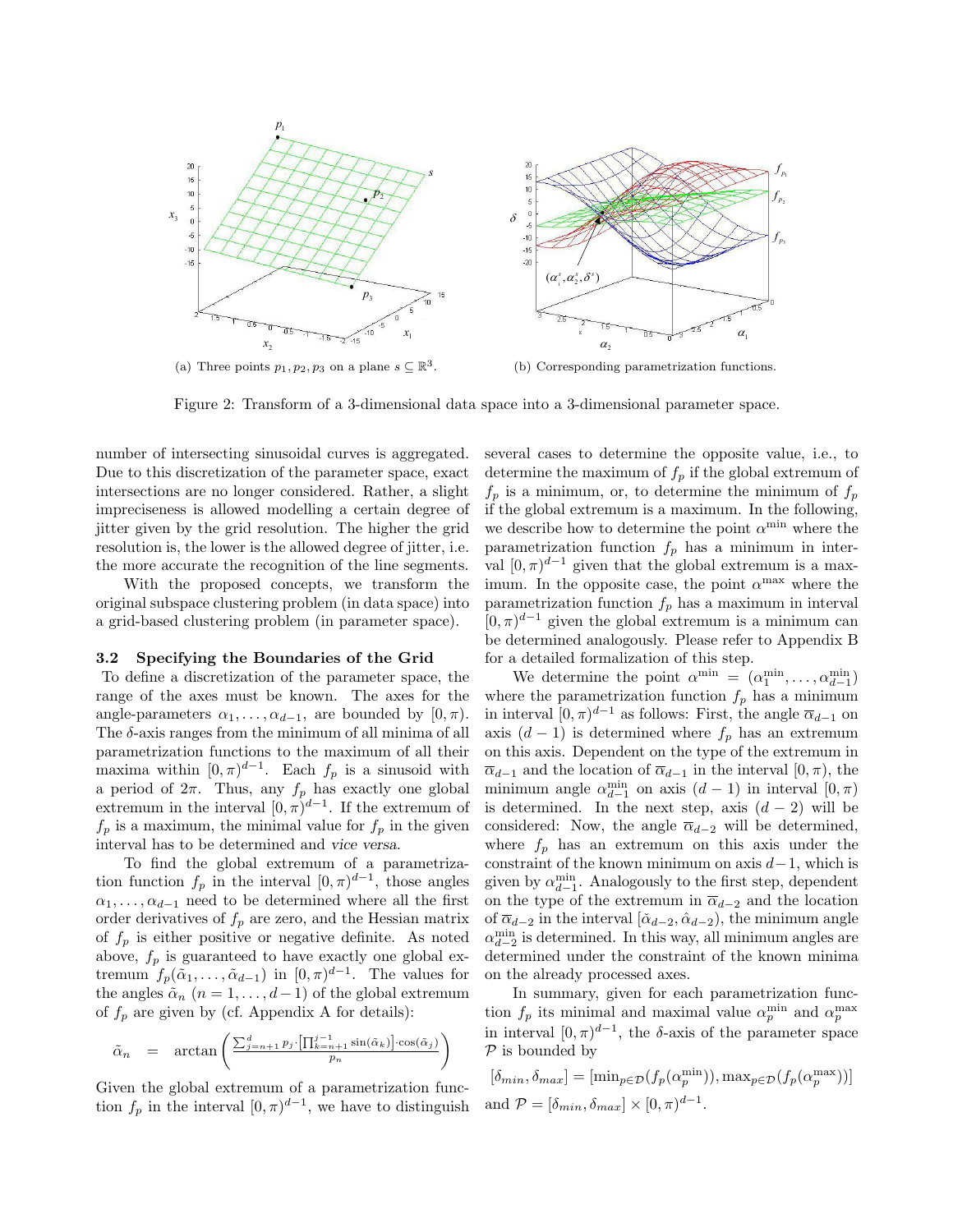(a) Three points $p_1, p_2, p_3$ on a plane $s \subseteq \mathbb{R}^3$.

(b) Corresponding parametrization functions.

Figure 2: Transform of a 3-dimensional data space into a 3-dimensional parameter space.

number of intersecting sinusoidal curves is aggregated. Due to this discretization of the parameter space, exact intersections are no longer considered. Rather, a slight impreciseness is allowed modelling a certain degree of jitter given by the grid resolution. The higher the grid resolution is, the lower is the allowed degree of jitter, i.e. the more accurate the recognition of the line segments.

With the proposed concepts, we transform the original subspace clustering problem (in data space) into a grid-based clustering problem (in parameter space).

### 3.2 Specifying the Boundaries of the Grid

To define a discretization of the parameter space, the range of the axes must be known. The axes for the angle-parameters $\alpha_1, \dots, \alpha_{d-1}$, are bounded by $[0, \pi)$. The $\delta$-axis ranges from the minimum of all minima of all parametrization functions to the maximum of all their maxima within $[0, \pi)^{d-1}$. Each $f_p$ is a sinusoid with a period of $2\pi$. Thus, any $f_p$ has exactly one global extremum in the interval $[0, \pi)^{d-1}$. If the extremum of $f_p$ is a maximum, the minimal value for $f_p$ in the given interval has to be determined and *vice versa*.

To find the global extremum of a parametrization function $f_p$ in the interval $[0, \pi)^{d-1}$, those angles $\alpha_1, \dots, \alpha_{d-1}$ need to be determined where all the first order derivatives of $f_p$ are zero, and the Hessian matrix of $f_p$ is either positive or negative definite. As noted above, $f_p$ is guaranteed to have exactly one global extremum $f_p(\tilde{\alpha}_1, \dots, \tilde{\alpha}_{d-1})$ in $[0, \pi)^{d-1}$. The values for the angles $\tilde{\alpha}_n$ $(n = 1, \dots, d-1)$ of the global extremum of $f_p$ are given by (cf. Appendix A for details):

$$\tilde{\alpha}_n = \arctan\left(\frac{\sum_{j=n+1}^{d} p_j \cdot \left[\prod_{k=n+1}^{j-1} \sin(\tilde{\alpha}_k)\right] \cdot \cos(\tilde{\alpha}_j)}{p_n}\right)$$

Given the global extremum of a parametrization function $f_p$ in the interval $[0, \pi)^{d-1}$, we have to distinguish several cases to determine the opposite value, i.e., to determine the maximum of $f_p$ if the global extremum of $f_p$ is a minimum, or, to determine the minimum of $f_p$ if the global extremum is a maximum. In the following, we describe how to determine the point $\alpha^{\min}$ where the parametrization function $f_p$ has a minimum in interval $[0, \pi)^{d-1}$ given that the global extremum is a maximum. In the opposite case, the point $\alpha^{\max}$ where the parametrization function $f_p$ has a maximum in interval $[0, \pi)^{d-1}$ given the global extremum is a minimum can be determined analogously. Please refer to Appendix B for a detailed formalization of this step.

We determine the point $\alpha^{\min} = (\alpha_1^{\min}, \dots, \alpha_{d-1}^{\min})$ where the parametrization function $f_p$ has a minimum in interval $[0, \pi)^{d-1}$ as follows: First, the angle $\overline{\alpha}_{d-1}$ on axis $(d-1)$ is determined where $f_p$ has an extremum on this axis. Dependent on the type of the extremum in $\overline{\alpha}_{d-1}$ and the location of $\overline{\alpha}_{d-1}$ in the interval $[0, \pi)$, the minimum angle $\alpha_{d-1}^{\min}$ on axis $(d-1)$ in interval $[0, \pi)$ is determined. In the next step, axis $(d-2)$ will be considered: Now, the angle $\overline{\alpha}_{d-2}$ will be determined, where $f_p$ has an extremum on this axis under the constraint of the known minimum on axis $d-1$, which is given by $\alpha_{d-1}^{\min}$. Analogously to the first step, dependent on the type of the extremum in $\overline{\alpha}_{d-2}$ and the location of $\overline{\alpha}_{d-2}$ in the interval $[\check{\alpha}_{d-2}, \hat{\alpha}_{d-2})$, the minimum angle $\alpha_{d-2}^{\min}$ is determined. In this way, all minimum angles are determined under the constraint of the known minima on the already processed axes.

In summary, given for each parametrization function $f_p$ its minimal and maximal value $\alpha_p^{\min}$ and $\alpha_p^{\max}$ in interval $[0, \pi)^{d-1}$, the $\delta$-axis of the parameter space $\mathcal{P}$ is bounded by

$$[\delta_{min}, \delta_{max}] = [\min_{p \in \mathcal{D}}(f_p(\alpha_p^{\min})), \max_{p \in \mathcal{D}}(f_p(\alpha_p^{\max}))]$$

and $\mathcal{P} = [\delta_{min}, \delta_{max}] \times [0, \pi)^{d-1}$.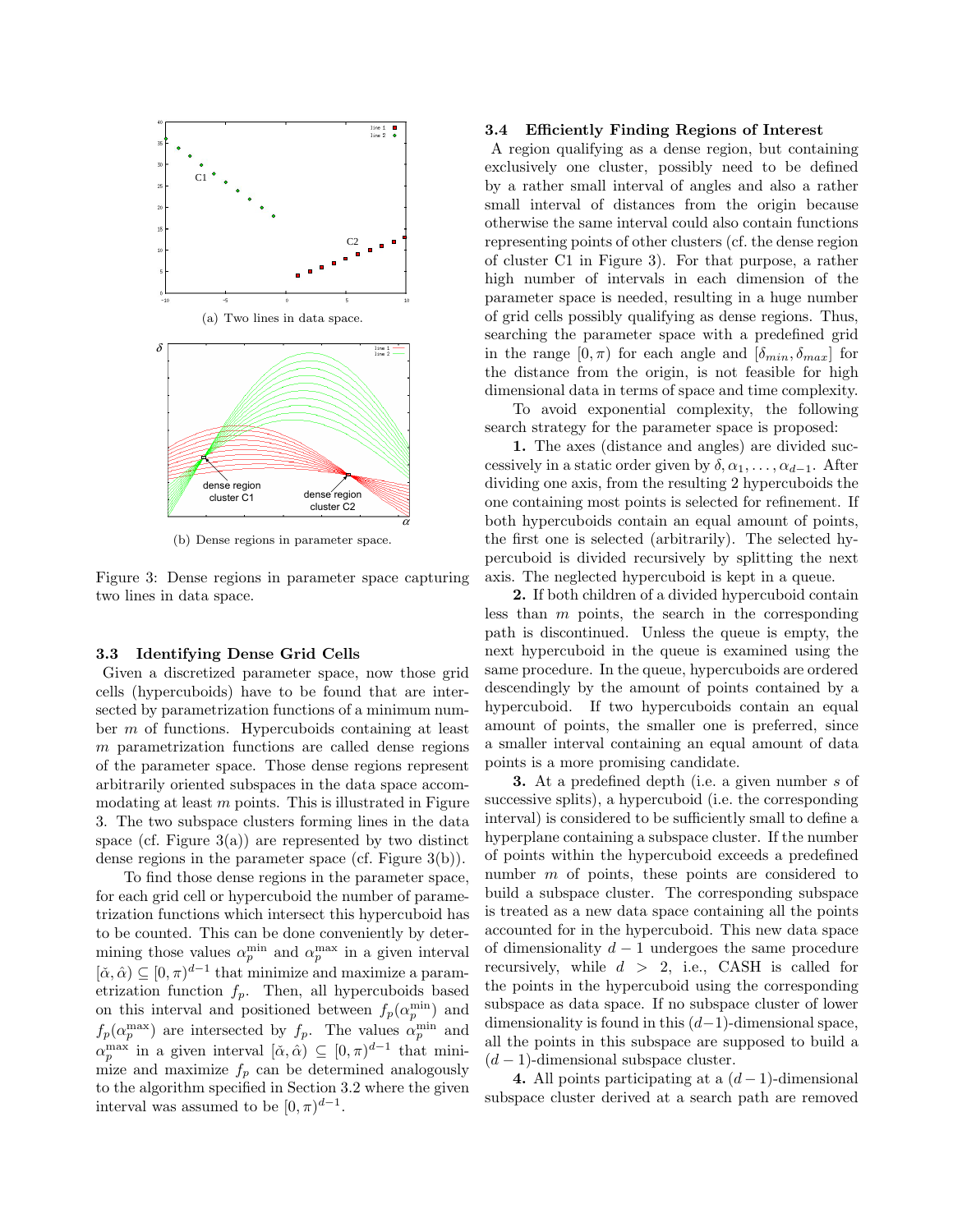(a) Two lines in data space.

(b) Dense regions in parameter space.

Figure 3: Dense regions in parameter space capturing two lines in data space.

### 3.3 Identifying Dense Grid Cells

Given a discretized parameter space, now those grid cells (hypercuboids) have to be found that are intersected by parametrization functions of a minimum number $m$ of functions. Hypercuboids containing at least $m$ parametrization functions are called dense regions of the parameter space. Those dense regions represent arbitrarily oriented subspaces in the data space accommodating at least $m$ points. This is illustrated in Figure 3. The two subspace clusters forming lines in the data space (cf. Figure 3(a)) are represented by two distinct dense regions in the parameter space (cf. Figure 3(b)).

To find those dense regions in the parameter space, for each grid cell or hypercuboid the number of parametrization functions which intersect this hypercuboid has to be counted. This can be done conveniently by determining those values $\alpha_p^{\min}$ and $\alpha_p^{\max}$ in a given interval $[\check{\alpha}, \hat{\alpha}) \subseteq [0, \pi)^{d-1}$ that minimize and maximize a parametrization function $f_p$. Then, all hypercuboids based on this interval and positioned between $f_p(\alpha_p^{\min})$ and $f_p(\alpha_p^{\max})$ are intersected by $f_p$. The values $\alpha_p^{\min}$ and $\alpha_p^{\max}$ in a given interval $[\check{\alpha}, \hat{\alpha}) \subseteq [0, \pi)^{d-1}$ that minimize and maximize $f_p$ can be determined analogously to the algorithm specified in Section 3.2 where the given interval was assumed to be $[0, \pi)^{d-1}$.

### 3.4 Efficiently Finding Regions of Interest

A region qualifying as a dense region, but containing exclusively one cluster, possibly need to be defined by a rather small interval of angles and also a rather small interval of distances from the origin because otherwise the same interval could also contain functions representing points of other clusters (cf. the dense region of cluster C1 in Figure 3). For that purpose, a rather high number of intervals in each dimension of the parameter space is needed, resulting in a huge number of grid cells possibly qualifying as dense regions. Thus, searching the parameter space with a predefined grid in the range $[0, \pi)$ for each angle and $[\delta_{min}, \delta_{max}]$ for the distance from the origin, is not feasible for high dimensional data in terms of space and time complexity.

To avoid exponential complexity, the following search strategy for the parameter space is proposed:

**1.** The axes (distance and angles) are divided successively in a static order given by $\delta, \alpha_1, \ldots, \alpha_{d-1}$. After dividing one axis, from the resulting 2 hypercuboids the one containing most points is selected for refinement. If both hypercuboids contain an equal amount of points, the first one is selected (arbitrarily). The selected hypercuboid is divided recursively by splitting the next axis. The neglected hypercuboid is kept in a queue.

**2.** If both children of a divided hypercuboid contain less than $m$ points, the search in the corresponding path is discontinued. Unless the queue is empty, the next hypercuboid in the queue is examined using the same procedure. In the queue, hypercuboids are ordered descendingly by the amount of points contained by a hypercuboid. If two hypercuboids contain an equal amount of points, the smaller one is preferred, since a smaller interval containing an equal amount of data points is a more promising candidate.

**3.** At a predefined depth (i.e. a given number $s$ of successive splits), a hypercuboid (i.e. the corresponding interval) is considered to be sufficiently small to define a hyperplane containing a subspace cluster. If the number of points within the hypercuboid exceeds a predefined number $m$ of points, these points are considered to build a subspace cluster. The corresponding subspace is treated as a new data space containing all the points accounted for in the hypercuboid. This new data space of dimensionality $d-1$ undergoes the same procedure recursively, while $d > 2$, i.e., CASH is called for the points in the hypercuboid using the corresponding subspace as data space. If no subspace cluster of lower dimensionality is found in this $(d-1)$-dimensional space, all the points in this subspace are supposed to build a $(d-1)$-dimensional subspace cluster.

**4.** All points participating at a $(d-1)$-dimensional subspace cluster derived at a search path are removed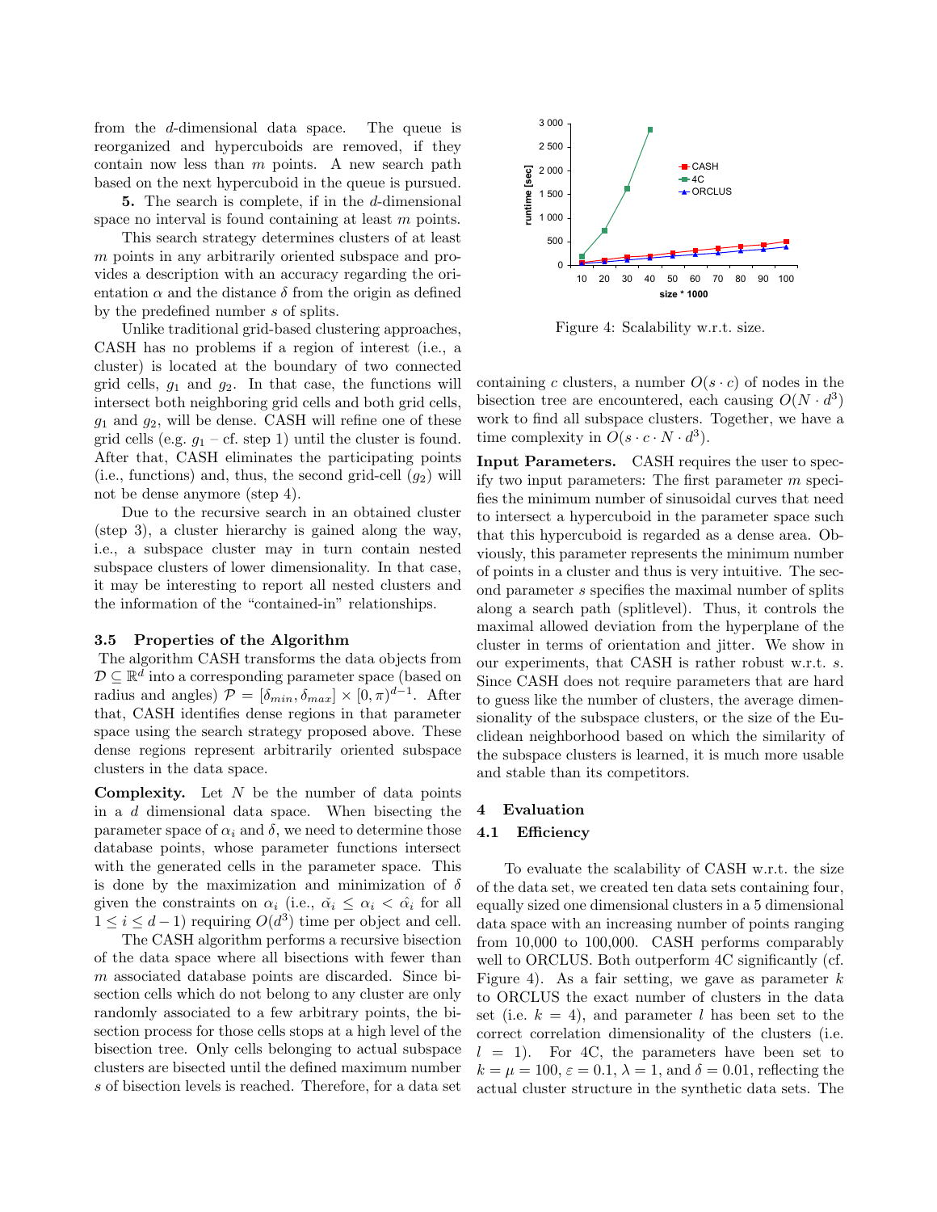from the $d$-dimensional data space. The queue is reorganized and hypercuboids are removed, if they contain now less than $m$ points. A new search path based on the next hypercuboid in the queue is pursued.

**5.** The search is complete, if in the $d$-dimensional space no interval is found containing at least $m$ points.

This search strategy determines clusters of at least $m$ points in any arbitrarily oriented subspace and provides a description with an accuracy regarding the orientation $\alpha$ and the distance $\delta$ from the origin as defined by the predefined number $s$ of splits.

Unlike traditional grid-based clustering approaches, CASH has no problems if a region of interest (i.e., a cluster) is located at the boundary of two connected grid cells, $g_1$ and $g_2$. In that case, the functions will intersect both neighboring grid cells and both grid cells, $g_1$ and $g_2$, will be dense. CASH will refine one of these grid cells (e.g. $g_1$ – cf. step 1) until the cluster is found. After that, CASH eliminates the participating points (i.e., functions) and, thus, the second grid-cell ($g_2$) will not be dense anymore (step 4).

Due to the recursive search in an obtained cluster (step 3), a cluster hierarchy is gained along the way, i.e., a subspace cluster may in turn contain nested subspace clusters of lower dimensionality. In that case, it may be interesting to report all nested clusters and the information of the "contained-in" relationships.

### 3.5 Properties of the Algorithm

The algorithm CASH transforms the data objects from $\mathcal{D} \subseteq \mathbb{R}^d$ into a corresponding parameter space (based on radius and angles) $\mathcal{P} = [\delta_{min}, \delta_{max}] \times [0, \pi)^{d-1}$. After that, CASH identifies dense regions in that parameter space using the search strategy proposed above. These dense regions represent arbitrarily oriented subspace clusters in the data space.

**Complexity.** Let $N$ be the number of data points in a $d$ dimensional data space. When bisecting the parameter space of $\alpha_i$ and $\delta$, we need to determine those database points, whose parameter functions intersect with the generated cells in the parameter space. This is done by the maximization and minimization of $\delta$ given the constraints on $\alpha_i$ (i.e., $\check{\alpha_i} \leq \alpha_i < \hat{\alpha_i}$ for all $1 \leq i \leq d-1$) requiring $O(d^3)$ time per object and cell.

The CASH algorithm performs a recursive bisection of the data space where all bisections with fewer than $m$ associated database points are discarded. Since bisection cells which do not belong to any cluster are only randomly associated to a few arbitrary points, the bisection process for those cells stops at a high level of the bisection tree. Only cells belonging to actual subspace clusters are bisected until the defined maximum number $s$ of bisection levels is reached. Therefore, for a data set containing $c$ clusters, a number $O(s \cdot c)$ of nodes in the bisection tree are encountered, each causing $O(N \cdot d^3)$ work to find all subspace clusters. Together, we have a time complexity in $O(s \cdot c \cdot N \cdot d^3)$.

**Input Parameters.** CASH requires the user to specify two input parameters: The first parameter $m$ specifies the minimum number of sinusoidal curves that need to intersect a hypercuboid in the parameter space such that this hypercuboid is regarded as a dense area. Obviously, this parameter represents the minimum number of points in a cluster and thus is very intuitive. The second parameter $s$ specifies the maximal number of splits along a search path (splitlevel). Thus, it controls the maximal allowed deviation from the hyperplane of the cluster in terms of orientation and jitter. We show in our experiments, that CASH is rather robust w.r.t. $s$. Since CASH does not require parameters that are hard to guess like the number of clusters, the average dimensionality of the subspace clusters, or the size of the Euclidean neighborhood based on which the similarity of the subspace clusters is learned, it is much more usable and stable than its competitors.

Figure 4: Scalability w.r.t. size.

## 4 Evaluation

### 4.1 Efficiency

To evaluate the scalability of CASH w.r.t. the size of the data set, we created ten data sets containing four, equally sized one dimensional clusters in a 5 dimensional data space with an increasing number of points ranging from 10,000 to 100,000. CASH performs comparably well to ORCLUS. Both outperform 4C significantly (cf. Figure 4). As a fair setting, we gave as parameter $k$ to ORCLUS the exact number of clusters in the data set (i.e. $k = 4$), and parameter $l$ has been set to the correct correlation dimensionality of the clusters (i.e. $l = 1$). For 4C, the parameters have been set to $k = \mu = 100$, $\varepsilon = 0.1$, $\lambda = 1$, and $\delta = 0.01$, reflecting the actual cluster structure in the synthetic data sets. The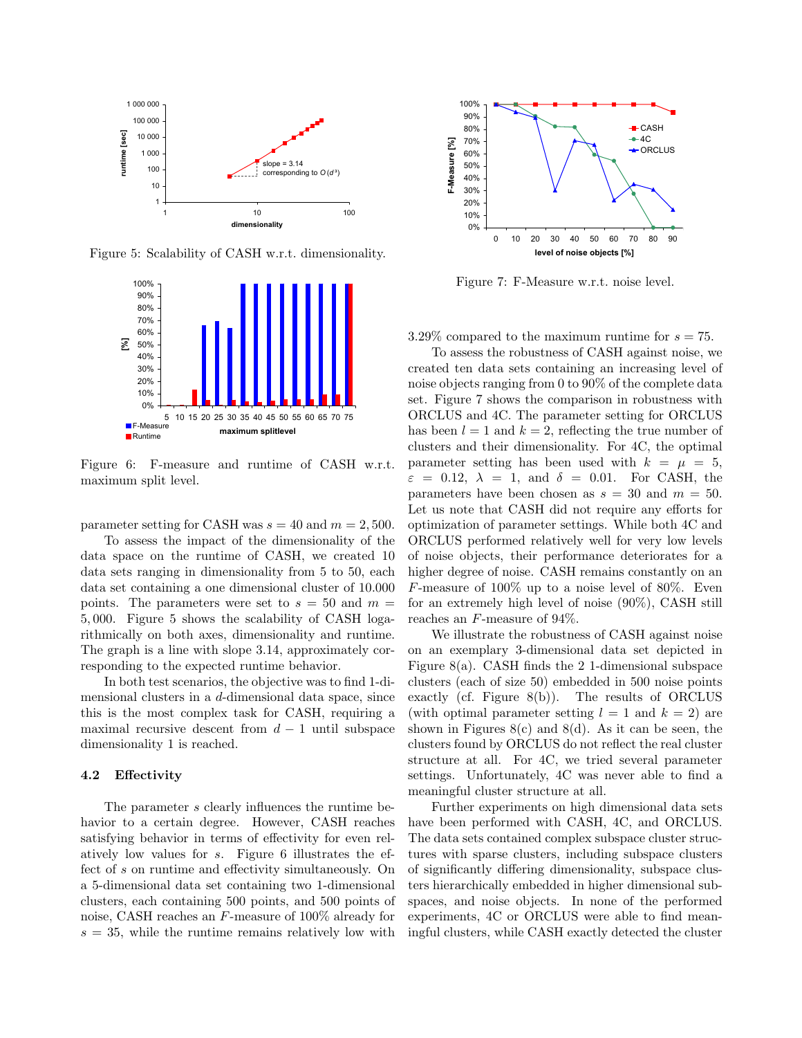Figure 5: Scalability of CASH w.r.t. dimensionality.

Figure 6: F-measure and runtime of CASH w.r.t. maximum split level.

parameter setting for CASH was $s = 40$ and $m = 2,500$.

To assess the impact of the dimensionality of the data space on the runtime of CASH, we created 10 data sets ranging in dimensionality from 5 to 50, each data set containing a one dimensional cluster of 10.000 points. The parameters were set to $s = 50$ and $m = 5,000$. Figure 5 shows the scalability of CASH logarithmically on both axes, dimensionality and runtime. The graph is a line with slope 3.14, approximately corresponding to the expected runtime behavior.

In both test scenarios, the objective was to find 1-dimensional clusters in a $d$-dimensional data space, since this is the most complex task for CASH, requiring a maximal recursive descent from $d-1$ until subspace dimensionality 1 is reached.

### 4.2 Effectivity

The parameter $s$ clearly influences the runtime behavior to a certain degree. However, CASH reaches satisfying behavior in terms of effectivity for even relatively low values for $s$. Figure 6 illustrates the effect of $s$ on runtime and effectivity simultaneously. On a 5-dimensional data set containing two 1-dimensional clusters, each containing 500 points, and 500 points of noise, CASH reaches an $F$-measure of 100% already for $s = 35$, while the runtime remains relatively low with 3.29% compared to the maximum runtime for $s = 75$.

Figure 7: F-Measure w.r.t. noise level.

To assess the robustness of CASH against noise, we created ten data sets containing an increasing level of noise objects ranging from 0 to 90% of the complete data set. Figure 7 shows the comparison in robustness with ORCLUS and 4C. The parameter setting for ORCLUS has been $l = 1$ and $k = 2$, reflecting the true number of clusters and their dimensionality. For 4C, the optimal parameter setting has been used with $k = \mu = 5$, $\varepsilon = 0.12$, $\lambda = 1$, and $\delta = 0.01$. For CASH, the parameters have been chosen as $s = 30$ and $m = 50$. Let us note that CASH did not require any efforts for optimization of parameter settings. While both 4C and ORCLUS performed relatively well for very low levels of noise objects, their performance deteriorates for a higher degree of noise. CASH remains constantly on an $F$-measure of 100% up to a noise level of 80%. Even for an extremely high level of noise (90%), CASH still reaches an $F$-measure of 94%.

We illustrate the robustness of CASH against noise on an exemplary 3-dimensional data set depicted in Figure 8(a). CASH finds the 2 1-dimensional subspace clusters (each of size 50) embedded in 500 noise points exactly (cf. Figure 8(b)). The results of ORCLUS (with optimal parameter setting $l = 1$ and $k = 2$) are shown in Figures 8(c) and 8(d). As it can be seen, the clusters found by ORCLUS do not reflect the real cluster structure at all. For 4C, we tried several parameter settings. Unfortunately, 4C was never able to find a meaningful cluster structure at all.

Further experiments on high dimensional data sets have been performed with CASH, 4C, and ORCLUS. The data sets contained complex subspace cluster structures with sparse clusters, including subspace clusters of significantly differing dimensionality, subspace clusters hierarchically embedded in higher dimensional subspaces, and noise objects. In none of the performed experiments, 4C or ORCLUS were able to find meaningful clusters, while CASH exactly detected the cluster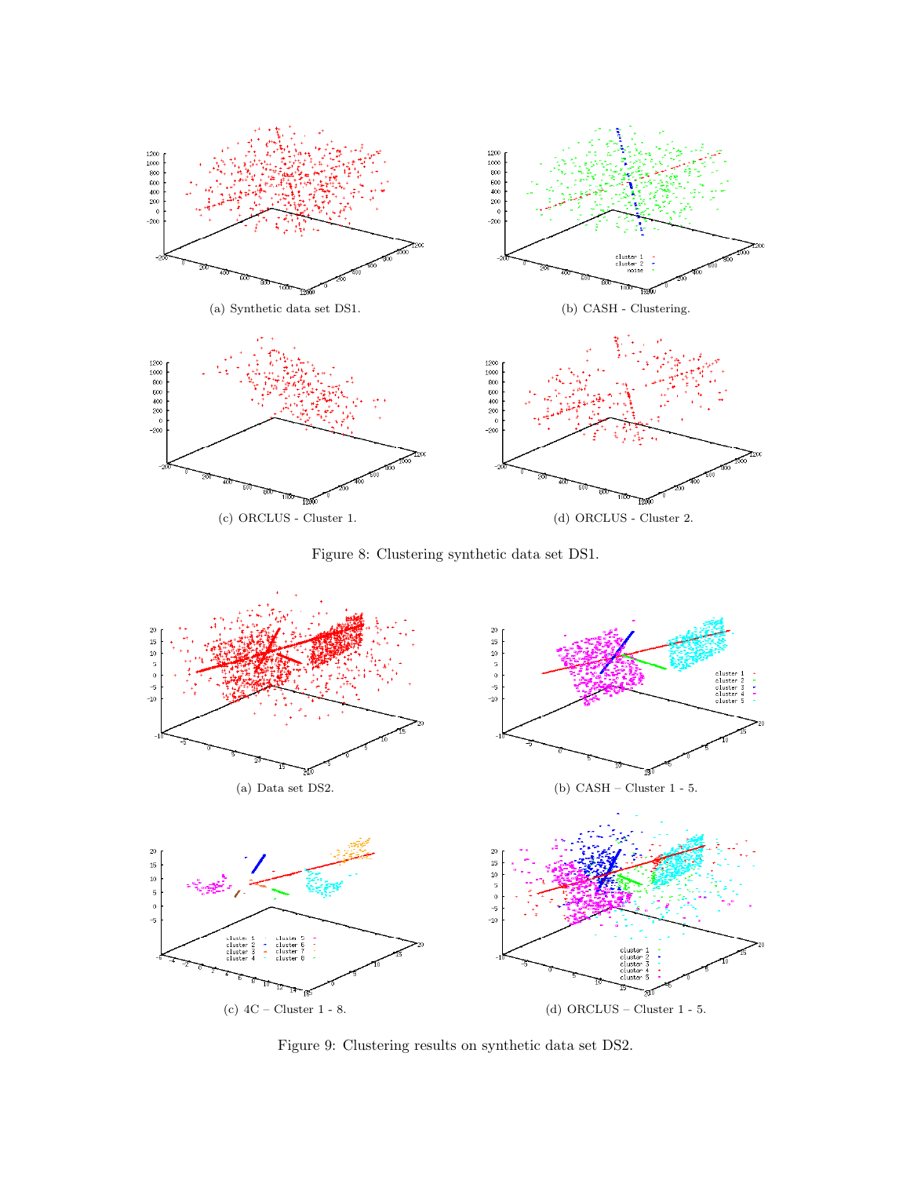(a) Synthetic data set DS1.

(b) CASH - Clustering.

(c) ORCLUS - Cluster 1.

(d) ORCLUS - Cluster 2.

Figure 8: Clustering synthetic data set DS1.

(a) Data set DS2.

(b) CASH – Cluster 1 - 5.

(c) 4C – Cluster 1 - 8.

(d) ORCLUS – Cluster 1 - 5.

Figure 9: Clustering results on synthetic data set DS2.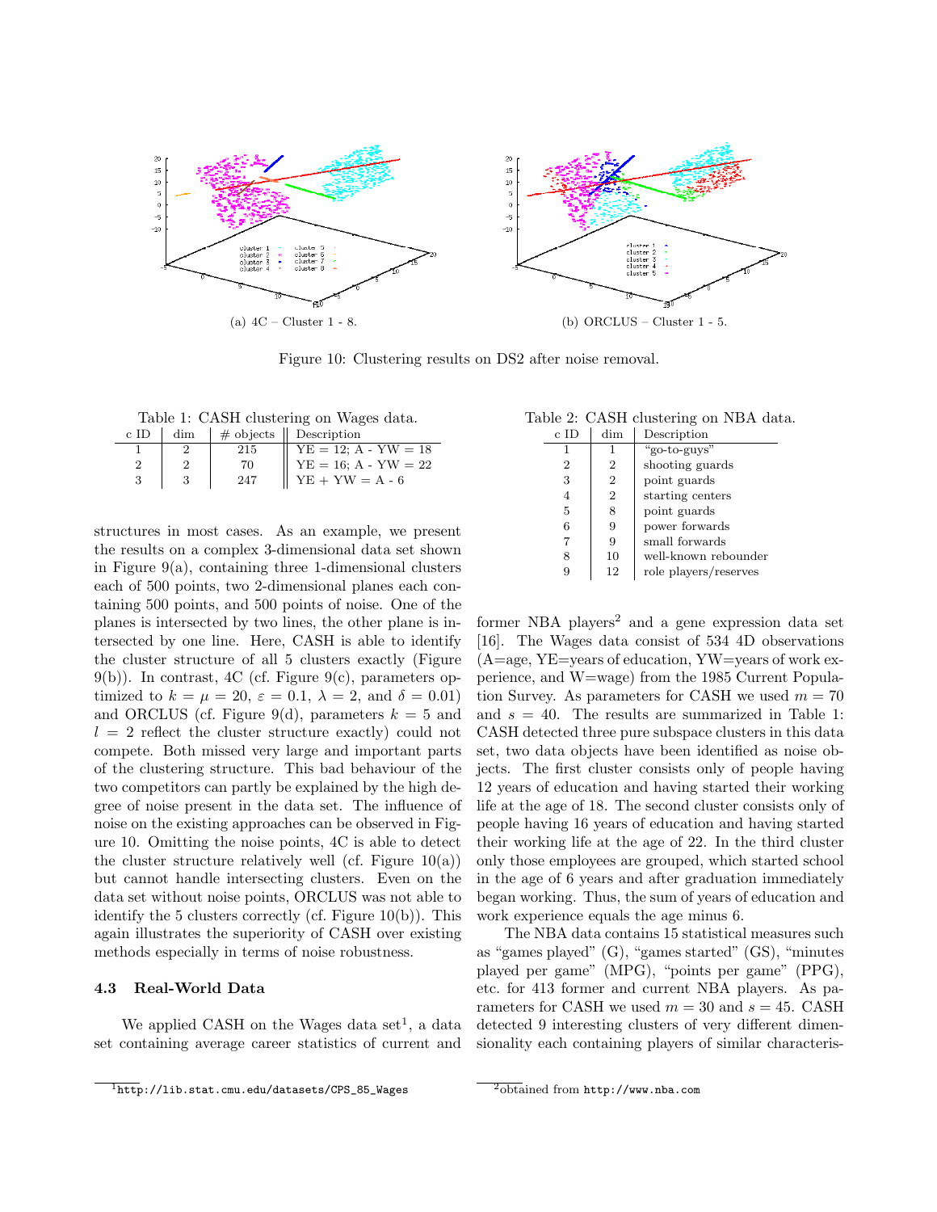(a) 4C – Cluster 1 - 8.

(b) ORCLUS – Cluster 1 - 5.

Figure 10: Clustering results on DS2 after noise removal.

Table 1: CASH clustering on Wages data.

| c ID | dim | # objects | Description |
|---|---|---|---|
| 1 | 2 | 215 | YE = 12; A - YW = 18 |
| 2 | 2 | 70 | YE = 16; A - YW = 22 |
| 3 | 3 | 247 | YE + YW = A - 6 |

Table 2: CASH clustering on NBA data.

| c ID | dim | Description |
|---|---|---|
| 1 | 1 | "go-to-guys" |
| 2 | 2 | shooting guards |
| 3 | 2 | point guards |
| 4 | 2 | starting centers |
| 5 | 8 | point guards |
| 6 | 9 | power forwards |
| 7 | 9 | small forwards |
| 8 | 10 | well-known rebounder |
| 9 | 12 | role players/reserves |

structures in most cases. As an example, we present the results on a complex 3-dimensional data set shown in Figure 9(a), containing three 1-dimensional clusters each of 500 points, two 2-dimensional planes each containing 500 points, and 500 points of noise. One of the planes is intersected by two lines, the other plane is intersected by one line. Here, CASH is able to identify the cluster structure of all 5 clusters exactly (Figure 9(b)). In contrast, 4C (cf. Figure 9(c), parameters optimized to $k = \mu = 20$, $\varepsilon = 0.1$, $\lambda = 2$, and $\delta = 0.01$) and ORCLUS (cf. Figure 9(d), parameters $k = 5$ and $l = 2$ reflect the cluster structure exactly) could not compete. Both missed very large and important parts of the clustering structure. This bad behaviour of the two competitors can partly be explained by the high degree of noise present in the data set. The influence of noise on the existing approaches can be observed in Figure 10. Omitting the noise points, 4C is able to detect the cluster structure relatively well (cf. Figure 10(a)) but cannot handle intersecting clusters. Even on the data set without noise points, ORCLUS was not able to identify the 5 clusters correctly (cf. Figure 10(b)). This again illustrates the superiority of CASH over existing methods especially in terms of noise robustness.

### 4.3 Real-World Data

We applied CASH on the Wages data set[1], a data set containing average career statistics of current and former NBA players[2] and a gene expression data set [16]. The Wages data consist of 534 4D observations (A=age, YE=years of education, YW=years of work experience, and W=wage) from the 1985 Current Population Survey. As parameters for CASH we used $m = 70$ and $s = 40$. The results are summarized in Table 1: CASH detected three pure subspace clusters in this data set, two data objects have been identified as noise objects. The first cluster consists only of people having 12 years of education and having started their working life at the age of 18. The second cluster consists only of people having 16 years of education and having started their working life at the age of 22. In the third cluster only those employees are grouped, which started school in the age of 6 years and after graduation immediately began working. Thus, the sum of years of education and work experience equals the age minus 6.

The NBA data contains 15 statistical measures such as "games played" (G), "games started" (GS), "minutes played per game" (MPG), "points per game" (PPG), etc. for 413 former and current NBA players. As parameters for CASH we used $m = 30$ and $s = 45$. CASH detected 9 interesting clusters of very different dimensionality each containing players of similar characteris-

[1] http://lib.stat.cmu.edu/datasets/CPS_85_Wages

[2] obtained from http://www.nba.com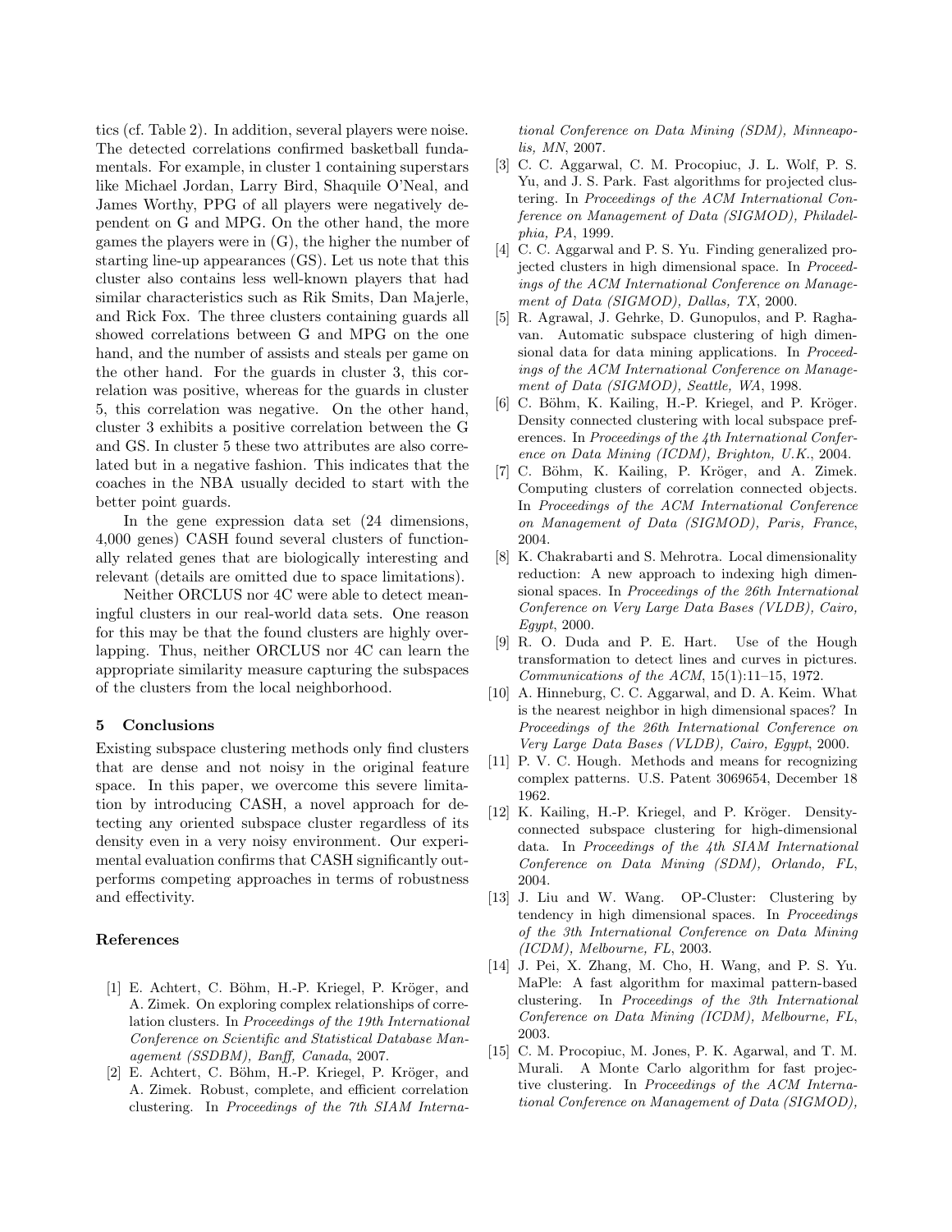tics (cf. Table 2). In addition, several players were noise. The detected correlations confirmed basketball fundamentals. For example, in cluster 1 containing superstars like Michael Jordan, Larry Bird, Shaquile O'Neal, and James Worthy, PPG of all players were negatively dependent on G and MPG. On the other hand, the more games the players were in (G), the higher the number of starting line-up appearances (GS). Let us note that this cluster also contains less well-known players that had similar characteristics such as Rik Smits, Dan Majerle, and Rick Fox. The three clusters containing guards all showed correlations between G and MPG on the one hand, and the number of assists and steals per game on the other hand. For the guards in cluster 3, this correlation was positive, whereas for the guards in cluster 5, this correlation was negative. On the other hand, cluster 3 exhibits a positive correlation between the G and GS. In cluster 5 these two attributes are also correlated but in a negative fashion. This indicates that the coaches in the NBA usually decided to start with the better point guards.

In the gene expression data set (24 dimensions, 4,000 genes) CASH found several clusters of functionally related genes that are biologically interesting and relevant (details are omitted due to space limitations).

Neither ORCLUS nor 4C were able to detect meaningful clusters in our real-world data sets. One reason for this may be that the found clusters are highly overlapping. Thus, neither ORCLUS nor 4C can learn the appropriate similarity measure capturing the subspaces of the clusters from the local neighborhood.

## 5 Conclusions

Existing subspace clustering methods only find clusters that are dense and not noisy in the original feature space. In this paper, we overcome this severe limitation by introducing CASH, a novel approach for detecting any oriented subspace cluster regardless of its density even in a very noisy environment. Our experimental evaluation confirms that CASH significantly outperforms competing approaches in terms of robustness and effectivity.

## References

[1] E. Achtert, C. Böhm, H.-P. Kriegel, P. Kröger, and A. Zimek. On exploring complex relationships of correlation clusters. In *Proceedings of the 19th International Conference on Scientific and Statistical Database Management (SSDBM), Banff, Canada*, 2007.

[2] E. Achtert, C. Böhm, H.-P. Kriegel, P. Kröger, and A. Zimek. Robust, complete, and efficient correlation clustering. In *Proceedings of the 7th SIAM International Conference on Data Mining (SDM), Minneapolis, MN*, 2007.

[3] C. C. Aggarwal, C. M. Procopiuc, J. L. Wolf, P. S. Yu, and J. S. Park. Fast algorithms for projected clustering. In *Proceedings of the ACM International Conference on Management of Data (SIGMOD), Philadelphia, PA*, 1999.

[4] C. C. Aggarwal and P. S. Yu. Finding generalized projected clusters in high dimensional space. In *Proceedings of the ACM International Conference on Management of Data (SIGMOD), Dallas, TX*, 2000.

[5] R. Agrawal, J. Gehrke, D. Gunopulos, and P. Raghavan. Automatic subspace clustering of high dimensional data for data mining applications. In *Proceedings of the ACM International Conference on Management of Data (SIGMOD), Seattle, WA*, 1998.

[6] C. Böhm, K. Kailing, H.-P. Kriegel, and P. Kröger. Density connected clustering with local subspace preferences. In *Proceedings of the 4th International Conference on Data Mining (ICDM), Brighton, U.K.*, 2004.

[7] C. Böhm, K. Kailing, P. Kröger, and A. Zimek. Computing clusters of correlation connected objects. In *Proceedings of the ACM International Conference on Management of Data (SIGMOD), Paris, France*, 2004.

[8] K. Chakrabarti and S. Mehrotra. Local dimensionality reduction: A new approach to indexing high dimensional spaces. In *Proceedings of the 26th International Conference on Very Large Data Bases (VLDB), Cairo, Egypt*, 2000.

[9] R. O. Duda and P. E. Hart. Use of the Hough transformation to detect lines and curves in pictures. *Communications of the ACM*, 15(1):11–15, 1972.

[10] A. Hinneburg, C. C. Aggarwal, and D. A. Keim. What is the nearest neighbor in high dimensional spaces? In *Proceedings of the 26th International Conference on Very Large Data Bases (VLDB), Cairo, Egypt*, 2000.

[11] P. V. C. Hough. Methods and means for recognizing complex patterns. U.S. Patent 3069654, December 18 1962.

[12] K. Kailing, H.-P. Kriegel, and P. Kröger. Density-connected subspace clustering for high-dimensional data. In *Proceedings of the 4th SIAM International Conference on Data Mining (SDM), Orlando, FL*, 2004.

[13] J. Liu and W. Wang. OP-Cluster: Clustering by tendency in high dimensional spaces. In *Proceedings of the 3th International Conference on Data Mining (ICDM), Melbourne, FL*, 2003.

[14] J. Pei, X. Zhang, M. Cho, H. Wang, and P. S. Yu. MaPle: A fast algorithm for maximal pattern-based clustering. In *Proceedings of the 3th International Conference on Data Mining (ICDM), Melbourne, FL*, 2003.

[15] C. M. Procopiuc, M. Jones, P. K. Agarwal, and T. M. Murali. A Monte Carlo algorithm for fast projective clustering. In *Proceedings of the ACM International Conference on Management of Data (SIGMOD),*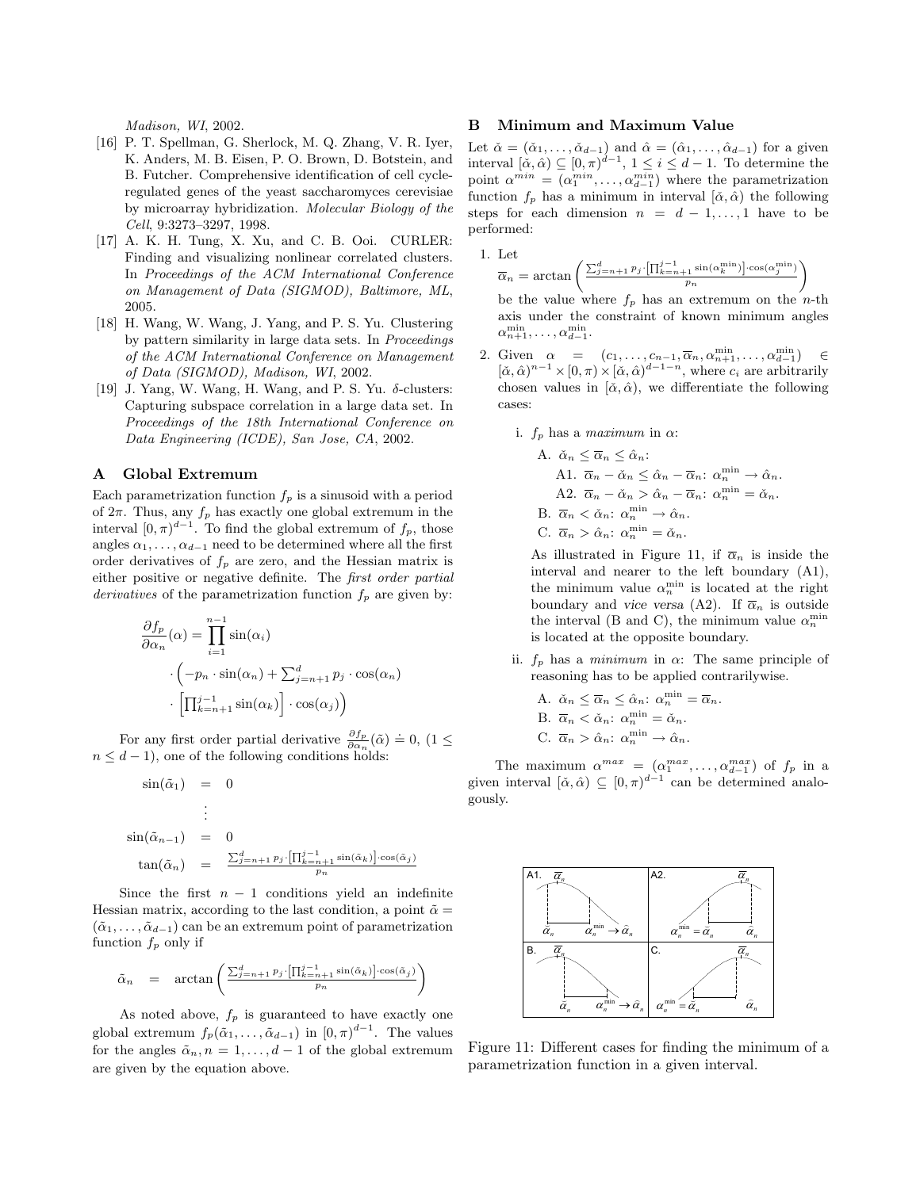*Madison, WI*, 2002.

[16] P. T. Spellman, G. Sherlock, M. Q. Zhang, V. R. Iyer, K. Anders, M. B. Eisen, P. O. Brown, D. Botstein, and B. Futcher. Comprehensive identification of cell cycle-regulated genes of the yeast saccharomyces cerevisiae by microarray hybridization. *Molecular Biology of the Cell*, 9:3273–3297, 1998.

[17] A. K. H. Tung, X. Xu, and C. B. Ooi. CURLER: Finding and visualizing nonlinear correlated clusters. In *Proceedings of the ACM International Conference on Management of Data (SIGMOD), Baltimore, ML*, 2005.

[18] H. Wang, W. Wang, J. Yang, and P. S. Yu. Clustering by pattern similarity in large data sets. In *Proceedings of the ACM International Conference on Management of Data (SIGMOD), Madison, WI*, 2002.

[19] J. Yang, W. Wang, H. Wang, and P. S. Yu. $\delta$-clusters: Capturing subspace correlation in a large data set. In *Proceedings of the 18th International Conference on Data Engineering (ICDE), San Jose, CA*, 2002.

## A Global Extremum

Each parametrization function $f_p$ is a sinusoid with a period of $2\pi$. Thus, any $f_p$ has exactly one global extremum in the interval $[0, \pi)^{d-1}$. To find the global extremum of $f_p$, those angles $\alpha_1, \ldots, \alpha_{d-1}$ need to be determined where all the first order derivatives of $f_p$ are zero, and the Hessian matrix is either positive or negative definite. The *first order partial derivatives* of the parametrization function $f_p$ are given by:

$$\frac{\partial f_p}{\partial \alpha_n}(\alpha) = \prod_{i=1}^{n-1} \sin(\alpha_i) \cdot \left(-p_n \cdot \sin(\alpha_n) + \sum_{j=n+1}^{d} p_j \cdot \cos(\alpha_n) \cdot \left[\prod_{k=n+1}^{j-1} \sin(\alpha_k)\right] \cdot \cos(\alpha_j)\right)$$

For any first order partial derivative $\frac{\partial f_p}{\partial \alpha_n}(\tilde{\alpha}) \doteq 0$, $(1 \leq n \leq d-1)$, one of the following conditions holds:

$$\begin{aligned}
\sin(\tilde{\alpha}_1) &= 0 \\
&\vdots \\
\sin(\tilde{\alpha}_{n-1}) &= 0 \\
\tan(\tilde{\alpha}_n) &= \frac{\sum_{j=n+1}^{d} p_j \cdot \left[\prod_{k=n+1}^{j-1} \sin(\tilde{\alpha}_k)\right] \cdot \cos(\tilde{\alpha}_j)}{p_n}
\end{aligned}$$

Since the first $n-1$ conditions yield an indefinite Hessian matrix, according to the last condition, a point $\tilde{\alpha} = (\tilde{\alpha}_1, \ldots, \tilde{\alpha}_{d-1})$ can be an extremum point of parametrization function $f_p$ only if

$$\tilde{\alpha}_n = \arctan\left(\frac{\sum_{j=n+1}^{d} p_j \cdot \left[\prod_{k=n+1}^{j-1} \sin(\tilde{\alpha}_k)\right] \cdot \cos(\tilde{\alpha}_j)}{p_n}\right)$$

As noted above, $f_p$ is guaranteed to have exactly one global extremum $f_p(\tilde{\alpha}_1, \ldots, \tilde{\alpha}_{d-1})$ in $[0, \pi)^{d-1}$. The values for the angles $\tilde{\alpha}_n, n = 1, \ldots, d-1$ of the global extremum are given by the equation above.

## B Minimum and Maximum Value

Let $\check{\alpha} = (\check{\alpha}_1, \ldots, \check{\alpha}_{d-1})$ and $\hat{\alpha} = (\hat{\alpha}_1, \ldots, \hat{\alpha}_{d-1})$ for a given interval $[\check{\alpha}, \hat{\alpha}) \subseteq [0, \pi)^{d-1}$, $1 \leq i \leq d-1$. To determine the point $\alpha^{min} = (\alpha_1^{min}, \ldots, \alpha_{d-1}^{min})$ where the parametrization function $f_p$ has a minimum in interval $[\check{\alpha}, \hat{\alpha})$ the following steps for each dimension $n = d-1, \ldots, 1$ have to be performed:

1. Let
$\overline{\alpha}_n = \arctan\left(\frac{\sum_{j=n+1}^{d} p_j \cdot \left[\prod_{k=n+1}^{j-1} \sin(\alpha_k^{\min})\right] \cdot \cos(\alpha_j^{\min})}{p_n}\right)$
be the value where $f_p$ has an extremum on the $n$-th axis under the constraint of known minimum angles $\alpha_{n+1}^{\min}, \ldots, \alpha_{d-1}^{\min}$.

2. Given $\alpha = (c_1, \ldots, c_{n-1}, \overline{\alpha}_n, \alpha_{n+1}^{\min}, \ldots, \alpha_{d-1}^{\min}) \in [\check{\alpha}, \hat{\alpha})^{n-1} \times [0, \pi) \times [\check{\alpha}, \hat{\alpha})^{d-1-n}$, where $c_i$ are arbitrarily chosen values in $[\check{\alpha}, \hat{\alpha})$, we differentiate the following cases:

   i. $f_p$ has a *maximum* in $\alpha$:
      - A. $\check{\alpha}_n \leq \overline{\alpha}_n \leq \hat{\alpha}_n$:
        - A1. $\overline{\alpha}_n - \check{\alpha}_n \leq \hat{\alpha}_n - \overline{\alpha}_n$: $\alpha_n^{\min} \to \hat{\alpha}_n$.
        - A2. $\overline{\alpha}_n - \check{\alpha}_n > \hat{\alpha}_n - \overline{\alpha}_n$: $\alpha_n^{\min} = \check{\alpha}_n$.
      - B. $\overline{\alpha}_n < \check{\alpha}_n$: $\alpha_n^{\min} \to \hat{\alpha}_n$.
      - C. $\overline{\alpha}_n > \hat{\alpha}_n$: $\alpha_n^{\min} = \check{\alpha}_n$.

      As illustrated in Figure 11, if $\overline{\alpha}_n$ is inside the interval and nearer to the left boundary (A1), the minimum value $\alpha_n^{\min}$ is located at the right boundary and *vice versa* (A2). If $\overline{\alpha}_n$ is outside the interval (B and C), the minimum value $\alpha_n^{\min}$ is located at the opposite boundary.

   ii. $f_p$ has a *minimum* in $\alpha$: The same principle of reasoning has to be applied contrarilywise.
      - A. $\check{\alpha}_n \leq \overline{\alpha}_n \leq \hat{\alpha}_n$: $\alpha_n^{\min} = \overline{\alpha}_n$.
      - B. $\overline{\alpha}_n < \check{\alpha}_n$: $\alpha_n^{\min} = \check{\alpha}_n$.
      - C. $\overline{\alpha}_n > \hat{\alpha}_n$: $\alpha_n^{\min} \to \hat{\alpha}_n$.

The maximum $\alpha^{max} = (\alpha_1^{max}, \ldots, \alpha_{d-1}^{max})$ of $f_p$ in a given interval $[\check{\alpha}, \hat{\alpha}) \subseteq [0, \pi)^{d-1}$ can be determined analogously.

A1. $\overline{\alpha}_n$ $\check{\alpha}_n$ $\alpha_n^{\min} \to \hat{\alpha}_n$

A2. $\overline{\alpha}_n$ $\alpha_n^{\min} = \check{\alpha}_n$ $\hat{\alpha}_n$

B. $\overline{\alpha}_n$ $\check{\alpha}_n$ $\alpha_n^{\min} \to \hat{\alpha}_n$

C. $\overline{\alpha}_n$ $\alpha_n^{\min} = \check{\alpha}_n$ $\hat{\alpha}_n$

Figure 11: Different cases for finding the minimum of a parametrization function in a given interval.